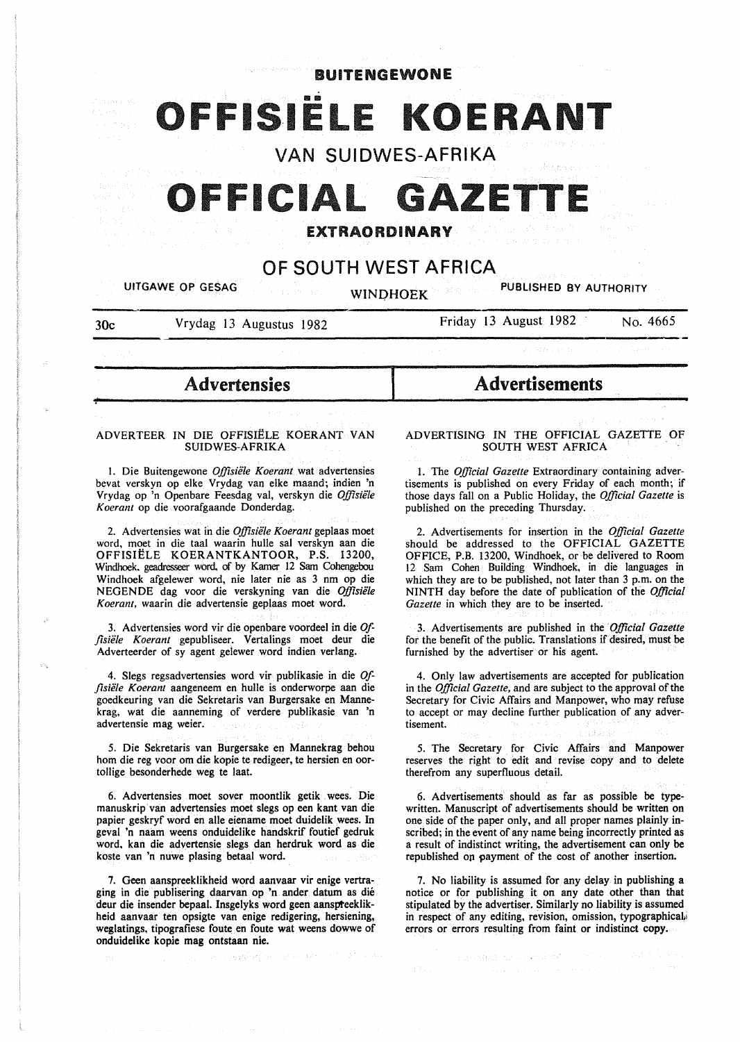# BUITENGEWONE

# OFFISIËLE KOERANT

## VAN SUIDWES-AFRIKA

# OFFICIAL GAZETTE

## EXTRAORDINARY

## OF SOUTH WEST AFRICA

UITGAWE OP GESAG — WINDHOEK — PUBLISHED BY AUTHORITY

30c — Vrydag 13 Augustus 1982 — Friday 13 August 1982 — No. 4665

## Advertensies

### ADVERTEER IN DIE OFFISIËLE KOERANT VAN SUIDWES-AFRIKA

1. Die Buitengewone *Offisiële Koerant* wat advertensies bevat verskyn op elke Vrydag van elke maand; indien 'n Vrydag op 'n Openbare Feesdag val, verskyn die *Offisiële Koerant* op die voorafgaande Donderdag.

2. Advertensies wat in die *Offisiële Koerant* geplaas moet word, moet in die taal waarin hulle sal verskyn aan die OFFISIËLE KOERANTKANTOOR, P.S. 13200, Windhoek, geadresseer word, of by Kamer 12 Sam Cohengebou Windhoek afgelewer word, nie later nie as 3 nm op die NEGENDE dag voor die verskyning van die *Offisiële Koerant*, waarin die advertensie geplaas moet word.

3. Advertensies word vir die openbare voordeel in die *Offisiële Koerant* gepubliseer. Vertalings moet deur die Adverteerder of sy agent gelewer word indien verlang.

4. Slegs regsadvertensies word vir publikasie in die *Offisiële Koerant* aangeneem en hulle is onderworpe aan die goedkeuring van die Sekretaris van Burgersake en Mannekrag, wat die aanneming of verdere publikasie van 'n advertensie mag weier.

5. Die Sekretaris van Burgersake en Mannekrag behou hom die reg voor om die kopie te redigeer, te hersien en oortollige besonderhede weg te laat.

6. Advertensies moet sover moontlik getik wees. Die manuskrip van advertensies moet slegs op een kant van die papier geskryf word en alle eiename moet duidelik wees. In geval 'n naam weens onduidelike handskrif foutief gedruk word, kan die advertensie slegs dan herdruk word as die koste van 'n nuwe plasing betaal word.

7. Geen aanspreeklikheid word aanvaar vir enige vertraging in die publisering daarvan op 'n ander datum as dié deur die insender bepaal. Insgelyks word geen aanspreeklikheid aanvaar ten opsigte van enige redigering, hersiening, weglatings, tipografiese foute en foute wat weens dowwe of onduidelike kopie mag ontstaan nie.

## Advertisements

### ADVERTISING IN THE OFFICIAL GAZETTE OF SOUTH WEST AFRICA

1. The *Official Gazette* Extraordinary containing advertisements is published on every Friday of each month; if those days fall on a Public Holiday, the *Official Gazette* is published on the preceding Thursday.

2. Advertisements for insertion in the *Official Gazette* should be addressed to the OFFICIAL GAZETTE OFFICE, P.B. 13200, Windhoek, or be delivered to Room 12 Sam Cohen Building Windhoek, in die languages in which they are to be published, not later than 3 p.m. on the NINTH day before the date of publication of the *Official Gazette* in which they are to be inserted.

3. Advertisements are published in the *Official Gazette* for the benefit of the public. Translations if desired, must be furnished by the advertiser or his agent.

4. Only law advertisements are accepted for publication in the *Official Gazette*, and are subject to the approval of the Secretary for Civic Affairs and Manpower, who may refuse to accept or may decline further publication of any advertisement.

5. The Secretary for Civic Affairs and Manpower reserves the right to edit and revise copy and to delete therefrom any superfluous detail.

6. Advertisements should as far as possible be typewritten. Manuscript of advertisements should be written on one side of the paper only, and all proper names plainly inscribed; in the event of any name being incorrectly printed as a result of indistinct writing, the advertisement can only be republished on payment of the cost of another insertion.

7. No liability is assumed for any delay in publishing a notice or for publishing it on any date other than that stipulated by the advertiser. Similarly no liability is assumed in respect of any editing, revision, omission, typographical errors or errors resulting from faint or indistinct copy.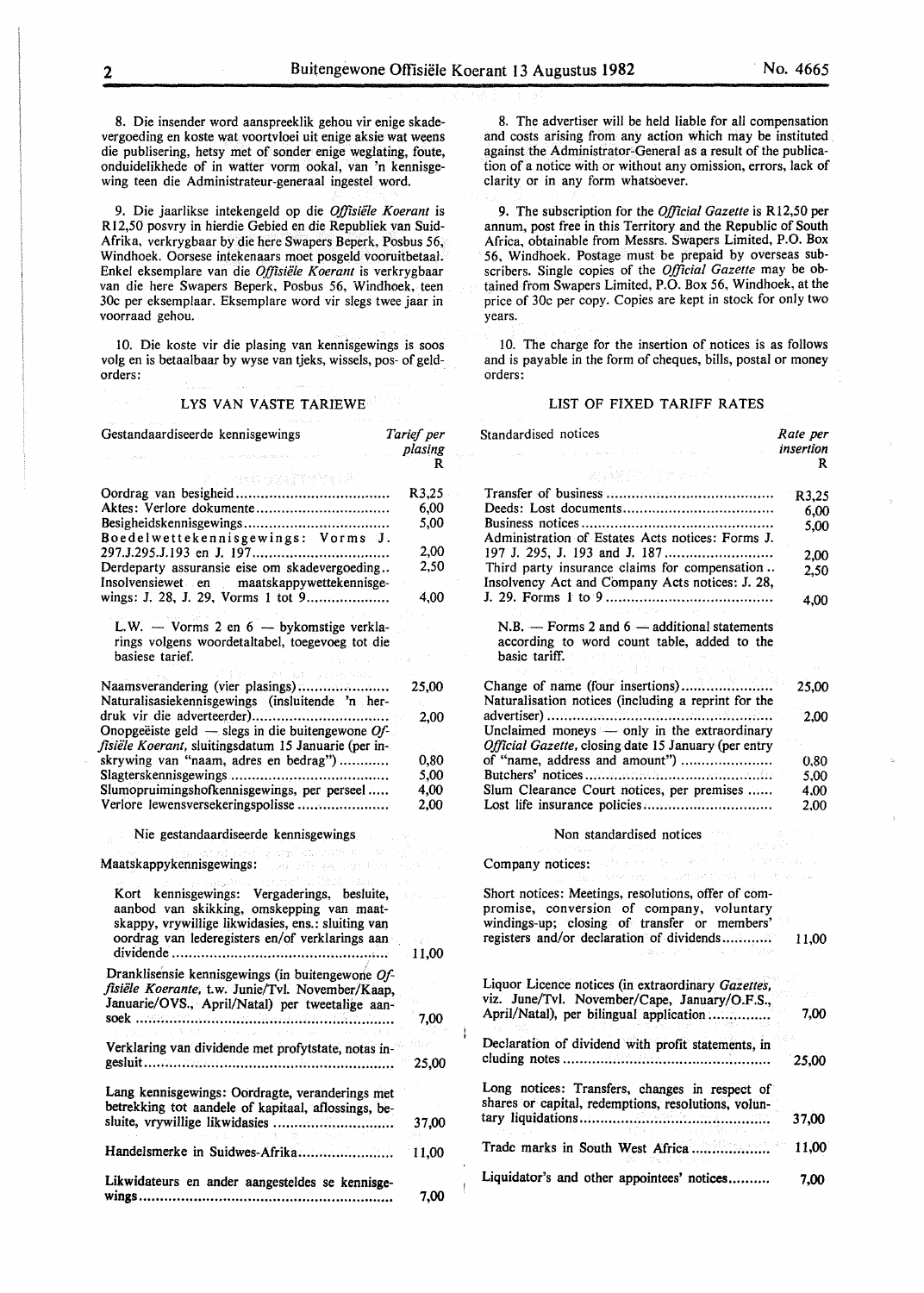8. Die insender word aanspreeklik gehou vir enige skadevergoeding en koste wat voortvloei uit enige aksie wat weens die publisering, hetsy met of sonder enige weglating, foute, onduidelikhede of in watter vorm ookal, van 'n kennisgewing teen die Administrateur-generaal ingestel word.

9. Die jaarlikse intekengeld op die *Offisiële Koerant* is R12,50 posvry in hierdie Gebied en die Republiek van Suid-Afrika, verkrygbaar by die here Swapers Beperk, Posbus 56, Windhoek. Oorsese intekenaars moet posgeld vooruitbetaal. Enkel eksemplare van die *Offisiële Koerant* is verkrygbaar van die here Swapers Beperk, Posbus 56, Windhoek, teen 30c per eksemplaar. Eksemplare word vir slegs twee jaar in voorraad gehou.

10. Die koste vir die plasing van kennisgewings is soos volg en is betaalbaar by wyse van tjeks, wissels, pos- of geldorders:

## LYS VAN VASTE TARIEWE

| Gestandaardiseerde kennisgewings | Tarief per plasing R |
|---|---|
| Oordrag van besigheid | R3,25 |
| Aktes: Verlore dokumente | 6,00 |
| Besigheidskennisgewings | 5,00 |
| Boedelwettekennisgewings: Vorms J. 297.J.295.J.193 en J. 197 | 2,00 |
| Derdeparty assuransie eise om skadevergoeding | 2,50 |
| Insolvensiewet en maatskappywettekennisgewings: J. 28, J. 29, Vorms 1 tot 9 | 4,00 |
| L.W. — Vorms 2 en 6 — bykomstige verklarings volgens woordetaltabel, toegevoeg tot die basiese tarief. | |
| Naamsverandering (vier plasings) | 25,00 |
| Naturalisasiekennisgewings (insluitende 'n herdruk vir die adverteerder) | 2,00 |
| Onopgeëiste geld — slegs in die buitengewone *Offisiële Koerant*, sluitingsdatum 15 Januarie (per inskrywing van "naam, adres en bedrag") | 0,80 |
| Slagterskennisgewings | 5,00 |
| Slumopruimingshofkennisgewings, per perseel | 4,00 |
| Verlore lewensversekeringspolisse | 2,00 |
| **Nie gestandaardiseerde kennisgewings** | |
| Maatskappykennisgewings: | |
| Kort kennisgewings: Vergaderings, besluite, aanbod van skikking, omskepping van maatskappy, vrywillige likwidasies, ens.: sluiting van oordrag van lederegisters en/of verklarings aan dividende | 11,00 |
| Dranklisensie kennisgewings (in buitengewone *Offisiële Koerante*, t.w. Junie/Tvl. November/Kaap, Januarie/OVS., April/Natal) per tweetalige aansoek | 7,00 |
| Verklaring van dividende met profytstate, notas ingesluit | 25,00 |
| Lang kennisgewings: Oordragte, veranderings met betrekking tot aandele of kapitaal, aflossings, besluite, vrywillige likwidasies | 37,00 |
| Handelsmerke in Suidwes-Afrika | 11,00 |
| Likwidateurs en ander aangesteldes se kennisgewings | 7,00 |

8. The advertiser will be held liable for all compensation and costs arising from any action which may be instituted against the Administrator-General as a result of the publication of a notice with or without any omission, errors, lack of clarity or in any form whatsoever.

9. The subscription for the *Official Gazette* is R12,50 per annum, post free in this Territory and the Republic of South Africa, obtainable from Messrs. Swapers Limited, P.O. Box 56, Windhoek. Postage must be prepaid by overseas subscribers. Single copies of the *Official Gazette* may be obtained from Swapers Limited, P.O. Box 56, Windhoek, at the price of 30c per copy. Copies are kept in stock for only two years.

10. The charge for the insertion of notices is as follows and is payable in the form of cheques, bills, postal or money orders:

## LIST OF FIXED TARIFF RATES

| Standardised notices | Rate per insertion R |
|---|---|
| Transfer of business | R3,25 |
| Deeds: Lost documents | 6,00 |
| Business notices | 5,00 |
| Administration of Estates Acts notices: Forms J. 197 J. 295, J. 193 and J. 187 | 2,00 |
| Third party insurance claims for compensation | 2,50 |
| Insolvency Act and Company Acts notices: J. 28, J. 29. Forms 1 to 9 | 4,00 |
| N.B. — Forms 2 and 6 — additional statements according to word count table, added to the basic tariff. | |
| Change of name (four insertions) | 25,00 |
| Naturalisation notices (including a reprint for the advertiser) | 2,00 |
| Unclaimed moneys — only in the extraordinary *Official Gazette*, closing date 15 January (per entry of "name, address and amount") | 0,80 |
| Butchers' notices | 5,00 |
| Slum Clearance Court notices, per premises | 4,00 |
| Lost life insurance policies | 2,00 |
| **Non standardised notices** | |
| Company notices: | |
| Short notices: Meetings, resolutions, offer of compromise, conversion of company, voluntary windings-up; closing of transfer or members' registers and/or declaration of dividends | 11,00 |
| Liquor Licence notices (in extraordinary *Gazettes*, viz. June/Tvl. November/Cape, January/O.F.S., April/Natal), per bilingual application | 7,00 |
| Declaration of dividend with profit statements, in cluding notes | 25,00 |
| Long notices: Transfers, changes in respect of shares or capital, redemptions, resolutions, voluntary liquidations | 37,00 |
| Trade marks in South West Africa | 11,00 |
| Liquidator's and other appointees' notices | 7,00 |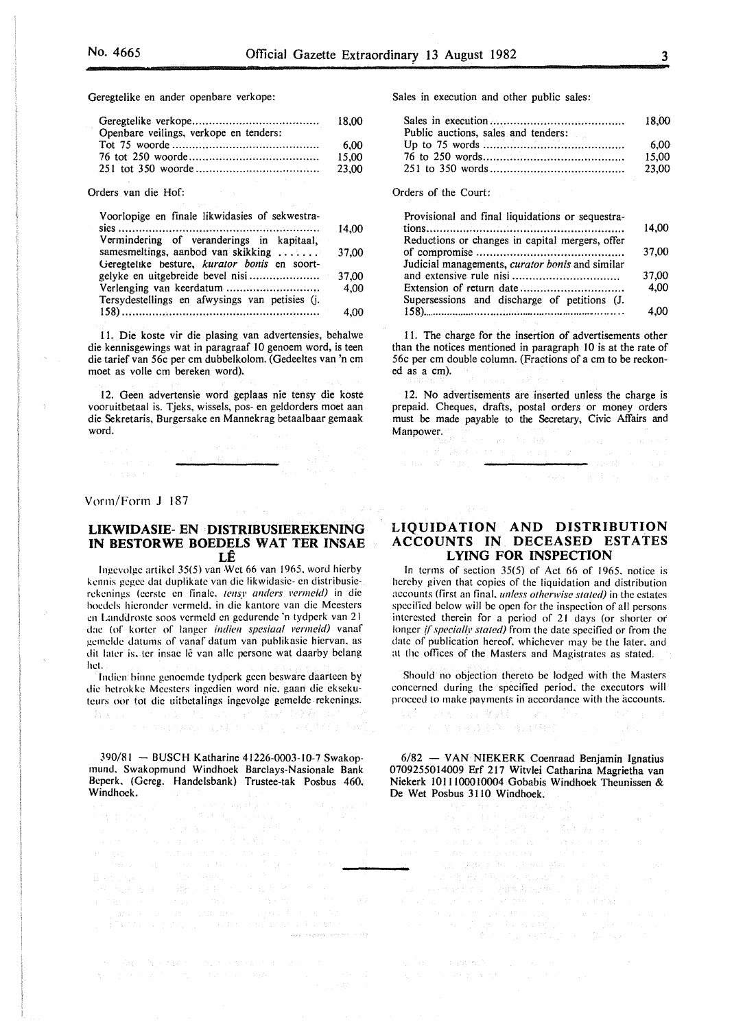Geregtelike en ander openbare verkope:

| | |
|---|---|
| Geregtelike verkope | 18,00 |
| Openbare veilings, verkope en tenders: | |
| Tot 75 woorde | 6,00 |
| 76 tot 250 woorde | 15,00 |
| 251 tot 350 woorde | 23,00 |

Orders van die Hof:

| | |
|---|---|
| Voorlopige en finale likwidasies of sekwestrasies | 14,00 |
| Vermindering of veranderings in kapitaal, samesmeltings, aanbod van skikking | 37,00 |
| Geregtelike besture, *kurator bonis* en soortgelyke en uitgebreide bevel nisi | 37,00 |
| Verlenging van keerdatum | 4,00 |
| Tersydestellings en afwysings van petisies (j. 158) | 4,00 |

11. Die koste vir die plasing van advertensies, behalwe die kennisgewings wat in paragraaf 10 genoem word, is teen die tarief van 56c per cm dubbelkolom. (Gedeeltes van 'n cm moet as volle cm bereken word).

12. Geen advertensie word geplaas nie tensy die koste vooruitbetaal is. Tjeks, wissels, pos- en geldorders moet aan die Sekretaris, Burgersake en Mannekrag betaalbaar gemaak word.

Sales in execution and other public sales:

| | |
|---|---|
| Sales in execution | 18,00 |
| Public auctions, sales and tenders: | |
| Up to 75 words | 6,00 |
| 76 to 250 words | 15,00 |
| 251 to 350 words | 23,00 |

Orders of the Court:

| | |
|---|---|
| Provisional and final liquidations or sequestrations | 14,00 |
| Reductions or changes in capital mergers, offer of compromise | 37,00 |
| Judicial managements, *curator bonis* and similar and extensive rule nisi | 37,00 |
| Extension of return date | 4,00 |
| Supersessions and discharge of petitions (J. 158) | 4,00 |

11. The charge for the insertion of advertisements other than the notices mentioned in paragraph 10 is at the rate of 56c per cm double column. (Fractions of a cm to be reckoned as a cm).

12. No advertisements are inserted unless the charge is prepaid. Cheques, drafts, postal orders or money orders must be made payable to the Secretary, Civic Affairs and Manpower.

---

Vorm/Form J 187

## LIKWIDASIE- EN DISTRIBUSIEREKENING IN BESTORWE BOEDELS WAT TER INSAE LÊ

Ingevolge artikel 35(5) van Wet 66 van 1965, word hierby kennis gegee dat duplikate van die likwidasie- en distribusierekenings (eerste en finale, *tensy anders vermeld*) in die boedels hieronder vermeld, in die kantore van die Meesters en Landdroste soos vermeld en gedurende 'n tydperk van 21 dae (of korter of langer *indien spesiaal vermeld*) vanaf gemelde datums of vanaf datum van publikasie hiervan, as dit later is, ter insae lê van alle persone wat daarby belang het.

Indien binne genoemde tydperk geen besware daarteen by die betrokke Meesters ingedien word nie, gaan die eksekuteurs oor tot die uitbetalings ingevolge gemelde rekenings.

## LIQUIDATION AND DISTRIBUTION ACCOUNTS IN DECEASED ESTATES LYING FOR INSPECTION

In terms of section 35(5) of Act 66 of 1965, notice is hereby given that copies of the liquidation and distribution accounts (first an final, *unless otherwise stated*) in the estates specified below will be open for the inspection of all persons interested therein for a period of 21 days (or shorter or longer *if specially stated*) from the date specified or from the date of publication hereof, whichever may be the later, and at the offices of the Masters and Magistrates as stated.

Should no objection thereto be lodged with the Masters concerned during the specified period, the executors will proceed to make payments in accordance with the accounts.

390/81 — BUSCH Katharine 41226-0003-10-7 Swakopmund, Swakopmund Windhoek Barclays-Nasionale Bank Beperk, (Gereg. Handelsbank) Trustee-tak Posbus 460, Windhoek.

6/82 — VAN NIEKERK Coenraad Benjamin Ignatius 0709255014009 Erf 217 Witvlei Catharina Magrietha van Niekerk 1011100010004 Gobabis Windhoek Theunissen & De Wet Posbus 3110 Windhoek.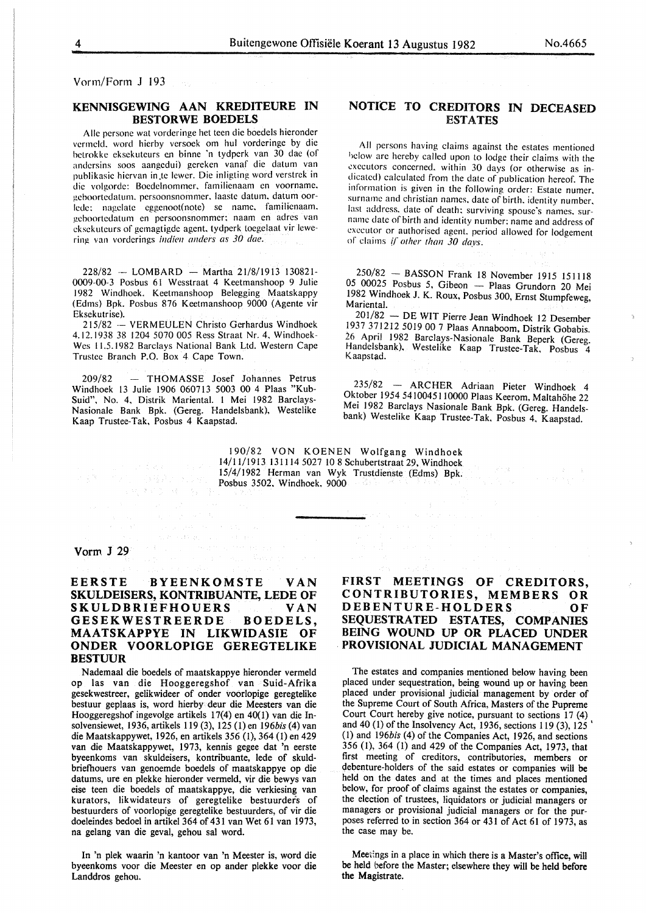Vorm/Form J 193

## KENNISGEWING AAN KREDITEURE IN BESTORWE BOEDELS

Alle persone wat vorderinge het teen die boedels hieronder vermeld, word hierby versoek om hul vorderinge by die betrokke eksekuteurs en binne 'n tydperk van 30 dae (of andersins soos aangedui) gereken vanaf die datum van publikasie hiervan in te lewer. Die inligting word verstrek in die volgorde: Boedelnommer, familienaam en voorname, geboortedatum, persoonsnommer, laaste datum, datum oorlede; nagelate eggenoot(note) se name, familienaam, geboortedatum en persoonsnommer; naam en adres van eksekuteurs of gemagtigde agent, tydperk toegelaat vir lewering van vorderings *indien anders as 30 dae.*

228/82 — LOMBARD — Martha 21/8/1913 130821-0009-00-3 Posbus 61 Wesstraat 4 Keetmanshoop 9 Julie 1982 Windhoek. Keetmanshoop Belegging Maatskappy (Edms) Bpk. Posbus 876 Keetmanshoop 9000 (Agente vir Eksekutrise).

215/82 — VERMEULEN Christo Gerhardus Windhoek 4.12.1938 38 1204 5070 005 Ress Straat Nr. 4, Windhoek-Wes 11.5.1982 Barclays National Bank Ltd. Western Cape Trustee Branch P.O. Box 4 Cape Town.

209/82 — THOMASSE Josef Johannes Petrus Windhoek 13 Julie 1906 060713 5003 00 4 Plaas "Kub-Suid", No. 4, Distrik Mariental. 1 Mei 1982 Barclays-Nasionale Bank Bpk. (Gereg. Handelsbank), Westelike Kaap Trustee-Tak, Posbus 4 Kaapstad.

## NOTICE TO CREDITORS IN DECEASED ESTATES

All persons having claims against the estates mentioned below are hereby called upon to lodge their claims with the executors concerned, within 30 days (or otherwise as indicated) calculated from the date of publication hereof. The information is given in the following order: Estate numer, surname and christian names, date of birth, identity number, last address, date of death; surviving spouse's names, surname date of birth and identity number; name and address of executor or authorised agent, period allowed for lodgement of claims *if other than 30 days.*

250/82 — BASSON Frank 18 November 1915 151118 05 00025 Posbus 5, Gibeon — Plaas Grundorn 20 Mei 1982 Windhoek J. K. Roux, Posbus 300, Ernst Stumpfeweg, Mariental.

201/82 — DE WIT Pierre Jean Windhoek 12 Desember 1937 371212 5019 00 7 Plaas Annaboom, Distrik Gobabis. 26 April 1982 Barclays-Nasionale Bank Beperk (Gereg. Handelsbank), Westelike Kaap Trustee-Tak, Posbus 4 Kaapstad.

235/82 — ARCHER Adriaan Pieter Windhoek 4 Oktober 1954 5410045110000 Plaas Keerom, Maltahöhe 22 Mei 1982 Barclays Nasionale Bank Bpk. (Gereg. Handelsbank) Westelike Kaap Trustee-Tak, Posbus 4, Kaapstad.

190/82 VON KOENEN Wolfgang Windhoek 14/11/1913 131114 5027 10 8 Schubertstraat 29, Windhoek 15/4/1982 Herman van Wyk Trustdienste (Edms) Bpk. Posbus 3502, Windhoek, 9000

---

Vorm J 29

## EERSTE BYEENKOMSTE VAN SKULDEISERS, KONTRIBUANTE, LEDE OF SKULDBRIEFHOUERS VAN GESEKWESTREERDE BOEDELS, MAATSKAPPYE IN LIKWIDASIE OF ONDER VOORLOPIGE GEREGTELIKE BESTUUR

Nademaal die boedels of maatskappye hieronder vermeld op las van die Hooggeregshof van Suid-Afrika gesekwestreer, gelikwideer of onder voorlopige geregtelike bestuur geplaas is, word hierby deur die Meesters van die Hooggeregshof ingevolge artikels 17(4) en 40(1) van die Insolvensiewet, 1936, artikels 119 (3), 125 (1) en 196*bis* (4) van die Maatskappywet, 1926, en artikels 356 (1), 364 (1) en 429 van die Maatskappywet, 1973, kennis gegee dat 'n eerste byeenkoms van skuldeisers, kontribuante, lede of skuldbriefhouers van genoemde boedels of maatskappye op die datums, ure en plekke hieronder vermeld, vir die bewys van eise teen die boedels of maatskappye, die verkiesing van kurators, likwidateurs of geregtelike bestuurders of bestuurders of voorlopige geregtelike bestuurders, of vir die doeleindes bedoel in artikel 364 of 431 van Wet 61 van 1973, na gelang van die geval, gehou sal word.

In 'n plek waarin 'n kantoor van 'n Meester is, word die byeenkoms voor die Meester en op ander plekke voor die Landdros gehou.

## FIRST MEETINGS OF CREDITORS, CONTRIBUTORIES, MEMBERS OR DEBENTURE-HOLDERS OF SEQUESTRATED ESTATES, COMPANIES BEING WOUND UP OR PLACED UNDER PROVISIONAL JUDICIAL MANAGEMENT

The estates and companies mentioned below having been placed under sequestration, being wound up or having been placed under provisional judicial management by order of the Supreme Court of South Africa, Masters of the Pupreme Court Court hereby give notice, pursuant to sections 17 (4) and 40 (1) of the Insolvency Act, 1936, sections 119 (3), 125 (1) and 196*bis* (4) of the Companies Act, 1926, and sections 356 (1), 364 (1) and 429 of the Companies Act, 1973, that first meeting of creditors, contributories, members or debenture-holders of the said estates or companies will be held on the dates and at the times and places mentioned below, for proof of claims against the estates or companies, the election of trustees, liquidators or judicial managers or managers or provisional judicial managers or for the purposes referred to in section 364 or 431 of Act 61 of 1973, as the case may be.

Meetings in a place in which there is a Master's office, will be held before the Master; elsewhere they will be held before the Magistrate.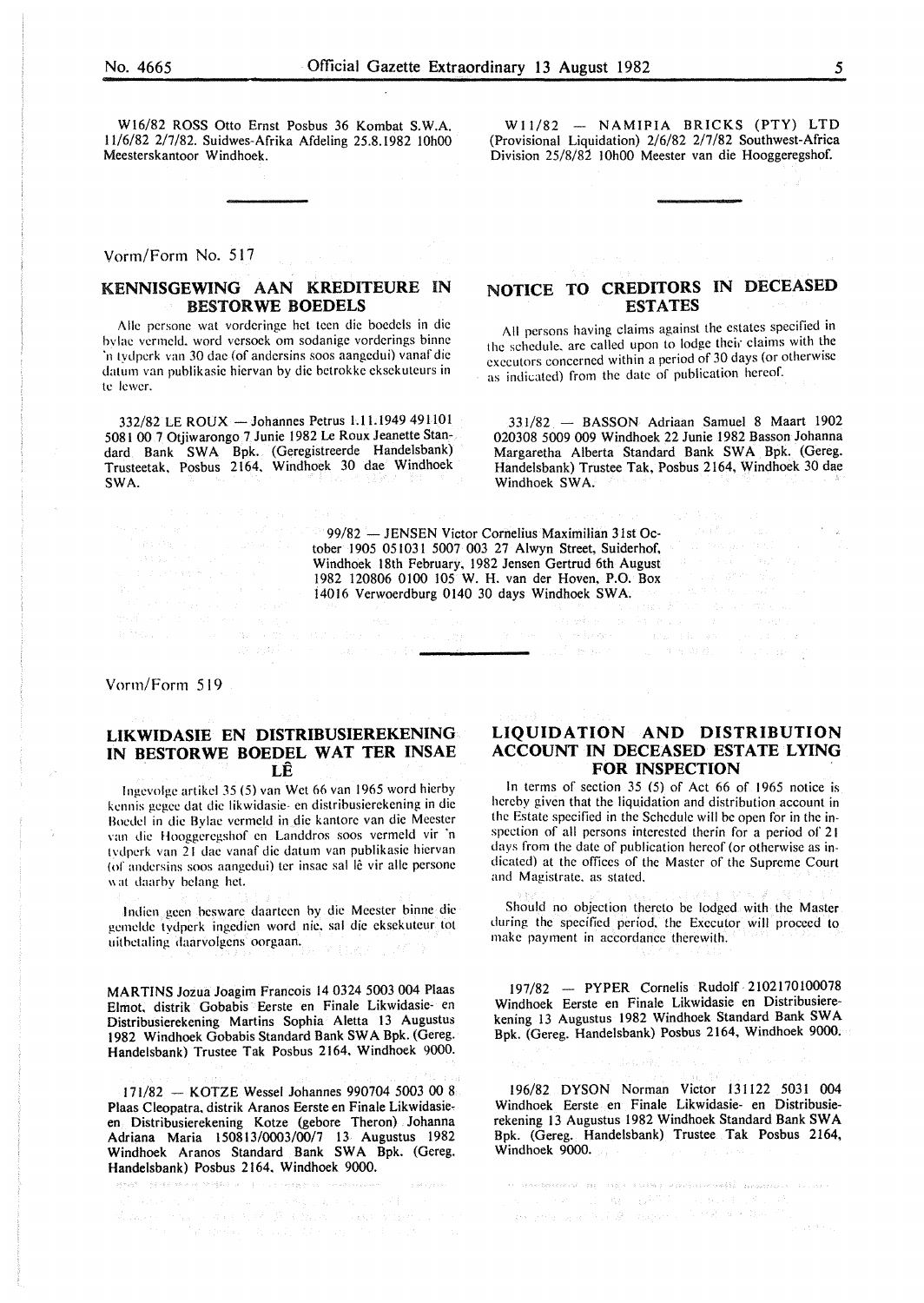W16/82 ROSS Otto Ernst Posbus 36 Kombat S.W.A. 11/6/82 2/7/82. Suidwes-Afrika Afdeling 25.8.1982 10h00 Meesterskantoor Windhoek.

W11/82 — NAMIPIA BRICKS (PTY) LTD (Provisional Liquidation) 2/6/82 2/7/82 Southwest-Africa Division 25/8/82 10h00 Meester van die Hooggeregshof.

---

Vorm/Form No. 517

## KENNISGEWING AAN KREDITEURE IN BESTORWE BOEDELS

Alle persone wat vorderinge het teen die boedels in die bylae vermeld, word versoek om sodanige vorderings binne 'n tydperk van 30 dae (of andersins soos aangedui) vanaf die datum van publikasie hiervan by die betrokke eksekuteurs in te lewer.

332/82 LE ROUX — Johannes Petrus 1.11.1949 491101 5081 00 7 Otjiwarongo 7 Junie 1982 Le Roux Jeanette Standard Bank SWA Bpk. (Geregistreerde Handelsbank) Trusteetak, Posbus 2164, Windhoek 30 dae Windhoek SWA.

## NOTICE TO CREDITORS IN DECEASED ESTATES

All persons having claims against the estates specified in the schedule, are called upon to lodge their claims with the executors concerned within a period of 30 days (or otherwise as indicated) from the date of publication hereof.

331/82 — BASSON Adriaan Samuel 8 Maart 1902 020308 5009 009 Windhoek 22 Junie 1982 Basson Johanna Margaretha Alberta Standard Bank SWA Bpk. (Gereg. Handelsbank) Trustee Tak, Posbus 2164, Windhoek 30 dae Windhoek SWA.

99/82 — JENSEN Victor Cornelius Maximilian 31st October 1905 051031 5007 003 27 Alwyn Street, Suiderhof, Windhoek 18th February, 1982 Jensen Gertrud 6th August 1982 120806 0100 105 W. H. van der Hoven, P.O. Box 14016 Verwoerdburg 0140 30 days Windhoek SWA.

---

Vorm/Form 519

## LIKWIDASIE EN DISTRIBUSIEREKENING IN BESTORWE BOEDEL WAT TER INSAE LÊ

Ingevolge artikel 35 (5) van Wet 66 van 1965 word hierby kennis gegee dat die likwidasie- en distribusierekening in die Boedel in die Bylae vermeld in die kantore van die Meester van die Hooggeregshof en Landdros soos vermeld vir 'n tydperk van 21 dae vanaf die datum van publikasie hiervan (of andersins soos aangedui) ter insae sal lê vir alle persone wat daarby belang het.

Indien geen besware daarteen by die Meester binne die gemelde tydperk ingedien word nie, sal die eksekuteur tot uitbetaling daarvolgens oorgaan.

MARTINS Jozua Joagim Francois 14 0324 5003 004 Plaas Elmot, distrik Gobabis Eerste en Finale Likwidasie- en Distribusierekening Martins Sophia Aletta 13 Augustus 1982 Windhoek Gobabis Standard Bank SWA Bpk. (Gereg. Handelsbank) Trustee Tak Posbus 2164, Windhoek 9000.

171/82 — KOTZE Wessel Johannes 990704 5003 00 8 Plaas Cleopatra, distrik Aranos Eerste en Finale Likwidasie- en Distribusierekening Kotze (gebore Theron) Johanna Adriana Maria 150813/0003/00/7 13 Augustus 1982 Windhoek Aranos Standard Bank SWA Bpk. (Gereg. Handelsbank) Posbus 2164, Windhoek 9000.

## LIQUIDATION AND DISTRIBUTION ACCOUNT IN DECEASED ESTATE LYING FOR INSPECTION

In terms of section 35 (5) of Act 66 of 1965 notice is hereby given that the liquidation and distribution account in the Estate specified in the Schedule will be open for in the inspection of all persons interested therin for a period of 21 days from the date of publication hereof (or otherwise as indicated) at the offices of the Master of the Supreme Court and Magistrate, as stated.

Should no objection thereto be lodged with the Master during the specified period, the Executor will proceed to make payment in accordance therewith.

197/82 — PYPER Cornelis Rudolf 2102170100078 Windhoek Eerste en Finale Likwidasie en Distribusierekening 13 Augustus 1982 Windhoek Standard Bank SWA Bpk. (Gereg. Handelsbank) Posbus 2164, Windhoek 9000.

196/82 DYSON Norman Victor 131122 5031 004 Windhoek Eerste en Finale Likwidasie- en Distribusierekening 13 Augustus 1982 Windhoek Standard Bank SWA Bpk. (Gereg. Handelsbank) Trustee Tak Posbus 2164, Windhoek 9000.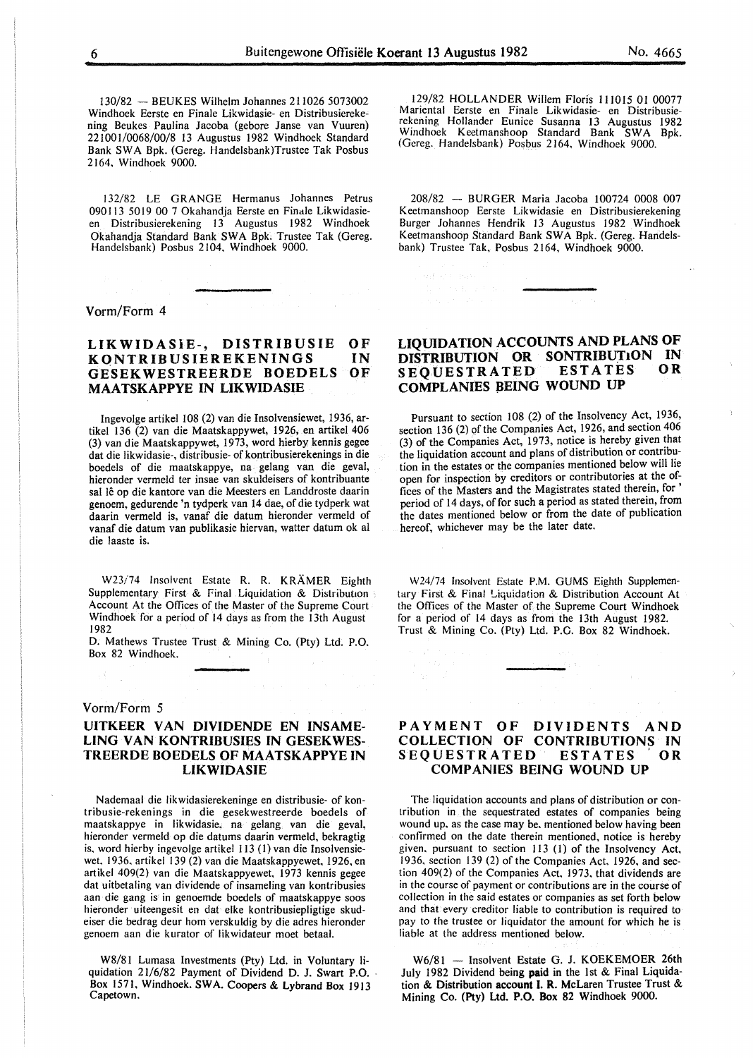130/82 — BEUKES Wilhelm Johannes 211026 5073002 Windhoek Eerste en Finale Likwidasie- en Distribusierekening Beukes Paulina Jacoba (gebore Janse van Vuuren) 221001/0068/00/8 13 Augustus 1982 Windhoek Standard Bank SWA Bpk. (Gereg. Handelsbank)Trustee Tak Posbus 2164, Windhoek 9000.

132/82 LE GRANGE Hermanus Johannes Petrus 090113 5019 00 7 Okahandja Eerste en Finale Likwidasie- en Distribusierekening 13 Augustus 1982 Windhoek Okahandja Standard Bank SWA Bpk. Trustee Tak (Gereg. Handelsbank) Posbus 2104, Windhoek 9000.

129/82 HOLLANDER Willem Floris 111015 01 00077 Mariental Eerste en Finale Likwidasie- en Distribusierekening Hollander Eunice Susanna 13 Augustus 1982 Windhoek Keetmanshoop Standard Bank SWA Bpk. (Gereg. Handelsbank) Posbus 2164, Windhoek 9000.

208/82 — BURGER Maria Jacoba 100724 0008 007 Keetmanshoop Eerste Likwidasie en Distribusierekening Burger Johannes Hendrik 13 Augustus 1982 Windhoek Keetmanshoop Standard Bank SWA Bpk. (Gereg. Handelsbank) Trustee Tak, Posbus 2164, Windhoek 9000.

Vorm/Form 4

## LIKWIDASIE-, DISTRIBUSIE OF KONTRIBUSIEREKENINGS IN GESEKWESTREERDE BOEDELS OF MAATSKAPPYE IN LIKWIDASIE

Ingevolge artikel 108 (2) van die Insolvensiewet, 1936, artikel 136 (2) van die Maatskappywet, 1926, en artikel 406 (3) van die Maatskappywet, 1973, word hierby kennis gegee dat die likwidasie-, distribusie- of kontribusierekenings in die boedels of die maatskappye, na gelang van die geval, hieronder vermeld ter insae van skuldeisers of kontribuante sal lê op die kantore van die Meesters en Landdroste daarin genoem, gedurende 'n tydperk van 14 dae, of die tydperk wat daarin vermeld is, vanaf die datum hieronder vermeld of vanaf die datum van publikasie hiervan, watter datum ok al die laaste is.

## LIQUIDATION ACCOUNTS AND PLANS OF DISTRIBUTION OR SONTRIBUTION IN SEQUESTRATED ESTATES OR COMPLANIES BEING WOUND UP

Pursuant to section 108 (2) of the Insolvency Act, 1936, section 136 (2) of the Companies Act, 1926, and section 406 (3) of the Companies Act, 1973, notice is hereby given that the liquidation account and plans of distribution or contribution in the estates or the companies mentioned below will lie open for inspection by creditors or contributories at the offices of the Masters and the Magistrates stated therein, for ' period of 14 days, of for such a period as stated therein, from the dates mentioned below or from the date of publication hereof, whichever may be the later date.

W23/74 Insolvent Estate R. R. KRÄMER Eighth Supplementary First & Final Liquidation & Distribution Account At the Offices of the Master of the Supreme Court Windhoek for a period of 14 days as from the 13th August 1982
D. Mathews Trustee Trust & Mining Co. (Pty) Ltd. P.O. Box 82 Windhoek.

W24/74 Insolvent Estate P.M. GUMS Eighth Supplementary First & Final Liquidation & Distribution Account At the Offices of the Master of the Supreme Court Windhoek for a period of 14 days as from the 13th August 1982. Trust & Mining Co. (Pty) Ltd. P.O. Box 82 Windhoek.

Vorm/Form 5

## UITKEER VAN DIVIDENDE EN INSAMELING VAN KONTRIBUSIES IN GESEKWESTREERDE BOEDELS OF MAATSKAPPYE IN LIKWIDASIE

Nademaal die likwidasierekeninge en distribusie- of kontribusie-rekenings in die gesekwestreerde boedels of maatskappye in likwidasie, na gelang van die geval, hieronder vermeld op die datums daarin vermeld, bekragtig is, word hierby ingevolge artikel 113 (1) van die Insolvensiewet, 1936, artikel 139 (2) van die Maatskappyewet, 1926, en artikel 409(2) van die Maatskappyewet, 1973 kennis gegee dat uitbetaling van dividende of insameling van kontribusies aan die gang is in genoemde boedels of maatskappye soos hieronder uiteengesit en dat elke kontribusiepligtige skuldeiser die bedrag deur hom verskuldig by die adres hieronder genoem aan die kurator of likwidateur moet betaal.

W8/81 Lumasa Investments (Pty) Ltd. in Voluntary liquidation 21/6/82 Payment of Dividend D. J. Swart P.O. Box 1571, Windhoek. SWA. Coopers & Lybrand Box 1913 Capetown.

## PAYMENT OF DIVIDENTS AND COLLECTION OF CONTRIBUTIONS IN SEQUESTRATED ESTATES OR COMPANIES BEING WOUND UP

The liquidation accounts and plans of distribution or contribution in the sequestrated estates of companies being wound up, as the case may be, mentioned below having been confirmed on the date therein mentioned, notice is hereby given, pursuant to section 113 (1) of the Insolvency Act, 1936, section 139 (2) of the Companies Act, 1926, and section 409(2) of the Companies Act, 1973, that dividends are in the course of payment or contributions are in the course of collection in the said estates or companies as set forth below and that every creditor liable to contribution is required to pay to the trustee or liquidator the amount for which he is liable at the address mentioned below.

W6/81 — Insolvent Estate G. J. KOEKEMOER 26th July 1982 Dividend being paid in the 1st & Final Liquidation & Distribution account I. R. McLaren Trustee Trust & Mining Co. (Pty) Ltd. P.O. Box 82 Windhoek 9000.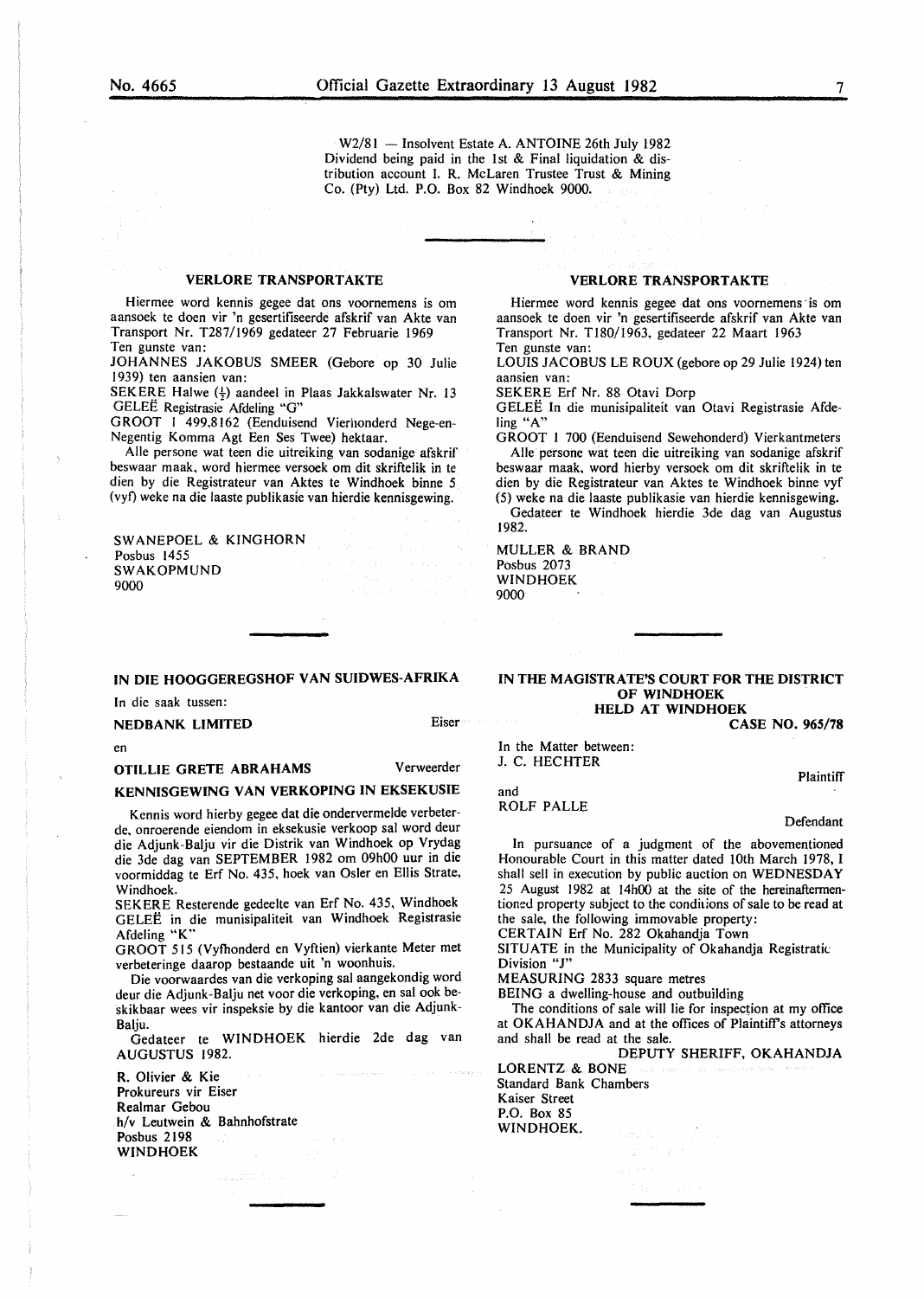W2/81 — Insolvent Estate A. ANTOINE 26th July 1982 Dividend being paid in the 1st & Final liquidation & distribution account I. R. McLaren Trustee Trust & Mining Co. (Pty) Ltd. P.O. Box 82 Windhoek 9000.

---

## VERLORE TRANSPORTAKTE

Hiermee word kennis gegee dat ons voornemens is om aansoek te doen vir 'n gesertifiseerde afskrif van Akte van Transport Nr. T287/1969 gedateer 27 Februarie 1969

Ten gunste van:

JOHANNES JAKOBUS SMEER (Gebore op 30 Julie 1939) ten aansien van:

SEKERE Halwe (½) aandeel in Plaas Jakkalswater Nr. 13

GELEË Registrasie Afdeling "G"

GROOT 1 499,8162 (Eenduisend Vierhonderd Nege-en-Negentig Komma Agt Een Ses Twee) hektaar.

Alle persone wat teen die uitreiking van sodanige afskrif beswaar maak, word hiermee versoek om dit skriftelik in te dien by die Registrateur van Aktes te Windhoek binne 5 (vyf) weke na die laaste publikasie van hierdie kennisgewing.

SWANEPOEL & KINGHORN
Posbus 1455
SWAKOPMUND
9000

---

## VERLORE TRANSPORTAKTE

Hiermee word kennis gegee dat ons voornemens is om aansoek te doen vir 'n gesertifiseerde afskrif van Akte van Transport Nr. T180/1963, gedateer 22 Maart 1963

Ten gunste van:

LOUIS JACOBUS LE ROUX (gebore op 29 Julie 1924) ten aansien van:

SEKERE Erf Nr. 88 Otavi Dorp

GELEË In die munisipaliteit van Otavi Registrasie Afdeling "A"

GROOT 1 700 (Eenduisend Sewehonderd) Vierkantmeters

Alle persone wat teen die uitreiking van sodanige afskrif beswaar maak, word hierby versoek om dit skriftelik in te dien by die Registrateur van Aktes te Windhoek binne vyf (5) weke na die laaste publikasie van hierdie kennisgewing.

Gedateer te Windhoek hierdie 3de dag van Augustus 1982.

MULLER & BRAND
Posbus 2073
WINDHOEK
9000

---

## IN DIE HOOGGEREGSHOF VAN SUIDWES-AFRIKA

In die saak tussen:

**NEDBANK LIMITED** — Eiser

en

**OTILLIE GRETE ABRAHAMS** — Verweerder

### KENNISGEWING VAN VERKOPING IN EKSEKUSIE

Kennis word hierby gegee dat die ondervermelde verbeterde, onroerende eiendom in eksekusie verkoop sal word deur die Adjunk-Balju vir die Distrik van Windhoek op Vrydag die 3de dag van SEPTEMBER 1982 om 09h00 uur in die voormiddag te Erf No. 435, hoek van Osler en Ellis Strate, Windhoek.

SEKERE Resterende gedeelte van Erf No. 435, Windhoek

GELEË in die munisipaliteit van Windhoek Registrasie Afdeling "K"

GROOT 515 (Vyfhonderd en Vyftien) vierkante Meter met verbeteringe daarop bestaande uit 'n woonhuis.

Die voorwaardes van die verkoping sal aangekondig word deur die Adjunk-Balju net voor die verkoping, en sal ook beskikbaar wees vir inspeksie by die kantoor van die Adjunk-Balju.

Gedateer te WINDHOEK hierdie 2de dag van AUGUSTUS 1982.

R. Olivier & Kie
Prokureurs vir Eiser
Realmar Gebou
h/v Leutwein & Bahnhofstrate
Posbus 2198
WINDHOEK

---

## IN THE MAGISTRATE'S COURT FOR THE DISTRICT OF WINDHOEK HELD AT WINDHOEK

**CASE NO. 965/78**

In the Matter between:

J. C. HECHTER — Plaintiff

and

ROLF PALLE — Defendant

In pursuance of a judgment of the abovementioned Honourable Court in this matter dated 10th March 1978, I shall sell in execution by public auction on WEDNESDAY 25 August 1982 at 14h00 at the site of the hereinaftermentioned property subject to the conditions of sale to be read at the sale, the following immovable property:

CERTAIN Erf No. 282 Okahandja Town

SITUATE in the Municipality of Okahandja Registration Division "J"

MEASURING 2833 square metres

BEING a dwelling-house and outbuilding

The conditions of sale will lie for inspection at my office at OKAHANDJA and at the offices of Plaintiff's attorneys and shall be read at the sale.

DEPUTY SHERIFF, OKAHANDJA

LORENTZ & BONE
Standard Bank Chambers
Kaiser Street
P.O. Box 85
WINDHOEK.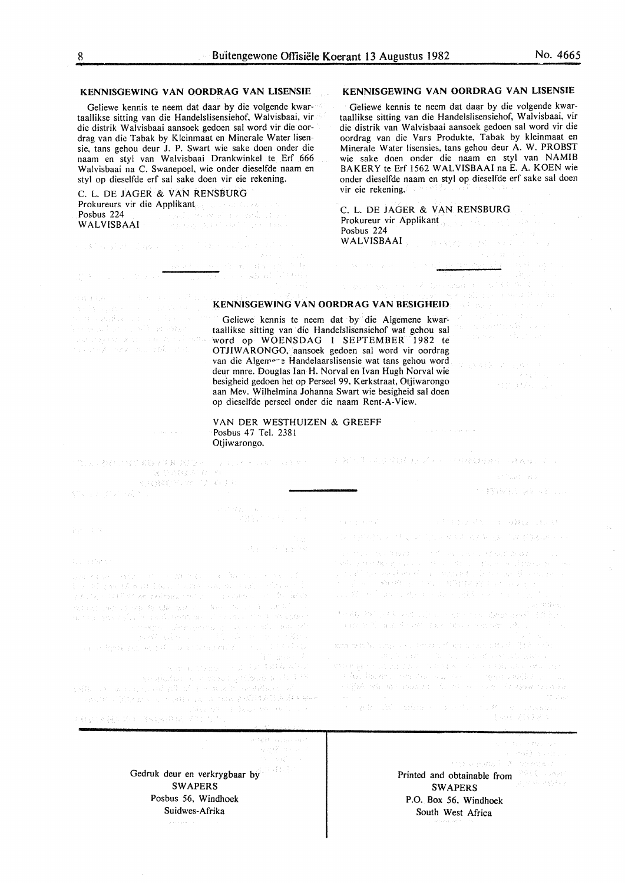### KENNISGEWING VAN OORDRAG VAN LISENSIE

Geliewe kennis te neem dat daar by die volgende kwartaallikse sitting van die Handelslisensiehof, Walvisbaai, vir die distrik Walvisbaai aansoek gedoen sal word vir die oordrag van die Tabak by Kleinmaat en Minerale Water lisensie, tans gehou deur J. P. Swart wie sake doen onder die naam en styl van Walvisbaai Drankwinkel te Erf 666 Walvisbaai na C. Swanepoel, wie onder dieselfde naam en styl op dieselfde erf sal sake doen vir eie rekening.

C. L. DE JAGER & VAN RENSBURG
Prokureurs vir die Applikant
Posbus 224
WALVISBAAI

### KENNISGEWING VAN OORDRAG VAN LISENSIE

Geliewe kennis te neem dat daar by die volgende kwartaallikse sitting van die Handelslisensiehof, Walvisbaai, vir die distrik van Walvisbaai aansoek gedoen sal word vir die oordrag van die Vars Produkte, Tabak by kleinmaat en Minerale Water lisensies, tans gehou deur A. W. PROBST wie sake doen onder die naam en styl van NAMIB BAKERY te Erf 1562 WALVISBAAI na E. A. KOEN wie onder dieselfde naam en styl op dieselfde erf sake sal doen vir eie rekening.

C. L. DE JAGER & VAN RENSBURG
Prokureur vir Applikant
Posbus 224
WALVISBAAI

### KENNISGEWING VAN OORDRAG VAN BESIGHEID

Geliewe kennis te neem dat by die Algemene kwartaallikse sitting van die Handelslisensiehof wat gehou sal word op WOENSDAG 1 SEPTEMBER 1982 te OTJIWARONGO, aansoek gedoen sal word vir oordrag van die Algemene Handelaarslisensie wat tans gehou word deur mnre. Douglas Ian H. Norval en Ivan Hugh Norval wie besigheid gedoen het op Perseel 99, Kerkstraat, Otjiwarongo aan Mev. Wilhelmina Johanna Swart wie besigheid sal doen op dieselfde perseel onder die naam Rent-A-View.

VAN DER WESTHUIZEN & GREEFF
Posbus 47 Tel. 2381
Otjiwarongo.

---

Gedruk deur en verkrygbaar by
SWAPERS
Posbus 56, Windhoek
Suidwes-Afrika

Printed and obtainable from
SWAPERS
P.O. Box 56, Windhoek
South West Africa